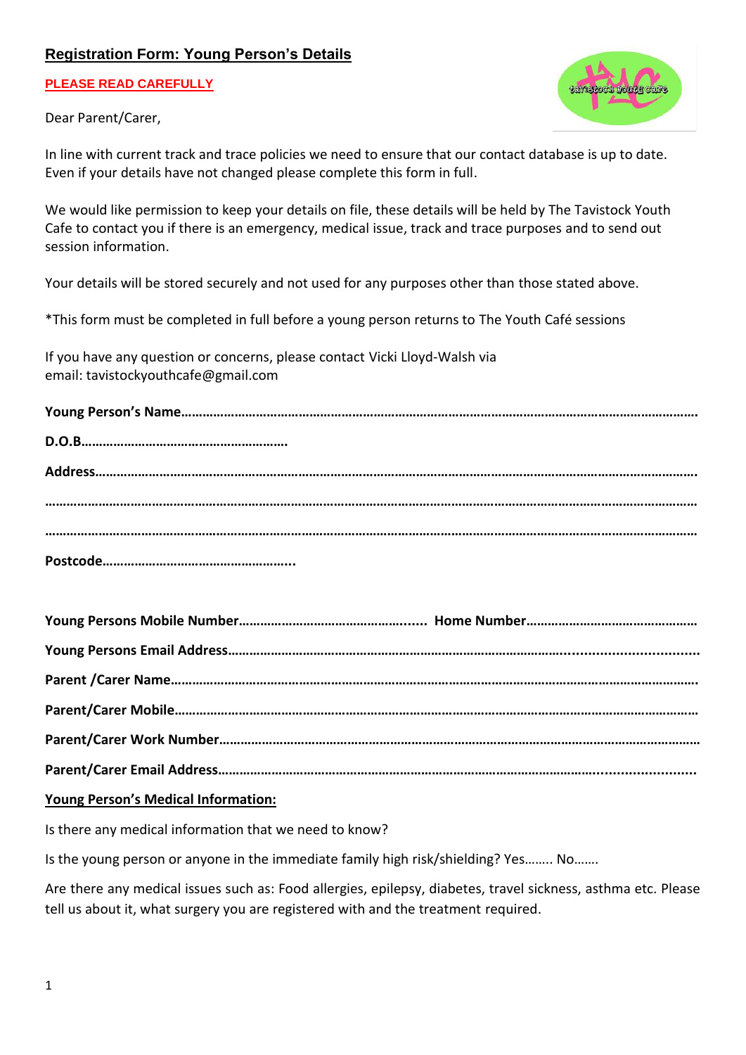## Registration Form: Young Person's Details

**PLEASE READ CAREFULLY**

Dear Parent/Carer,

In line with current track and trace policies we need to ensure that our contact database is up to date. Even if your details have not changed please complete this form in full.

We would like permission to keep your details on file, these details will be held by The Tavistock Youth Cafe to contact you if there is an emergency, medical issue, track and trace purposes and to send out session information.

Your details will be stored securely and not used for any purposes other than those stated above.

*This form must be completed in full before a young person returns to The Youth Café sessions

If you have any question or concerns, please contact Vicki Lloyd-Walsh via email: tavistockyouthcafe@gmail.com

**Young Person's Name**……………………………………………………………………………………………………………

**D.O.B**…………………………………………………

**Address**……………………………………………………………………………………………………………………………

……………………………………………………………………………………………………………………………………………

……………………………………………………………………………………………………………………………………………

**Postcode**……………………………………………..

**Young Persons Mobile Number**…………………………………………... **Home Number**………………………………………

**Young Persons Email Address**………………………………………………………………………………………………...

**Parent /Carer Name**…………………………………………………………………………………………………………….

**Parent/Carer Mobile**…………………………………………………………………………………………………………….

**Parent/Carer Work Number**……………………………………………………………………………………………………

**Parent/Carer Email Address**…………………………………………………………………………………………………...

**Young Person's Medical Information:**

Is there any medical information that we need to know?

Is the young person or anyone in the immediate family high risk/shielding? Yes…….. No…….

Are there any medical issues such as: Food allergies, epilepsy, diabetes, travel sickness, asthma etc. Please tell us about it, what surgery you are registered with and the treatment required.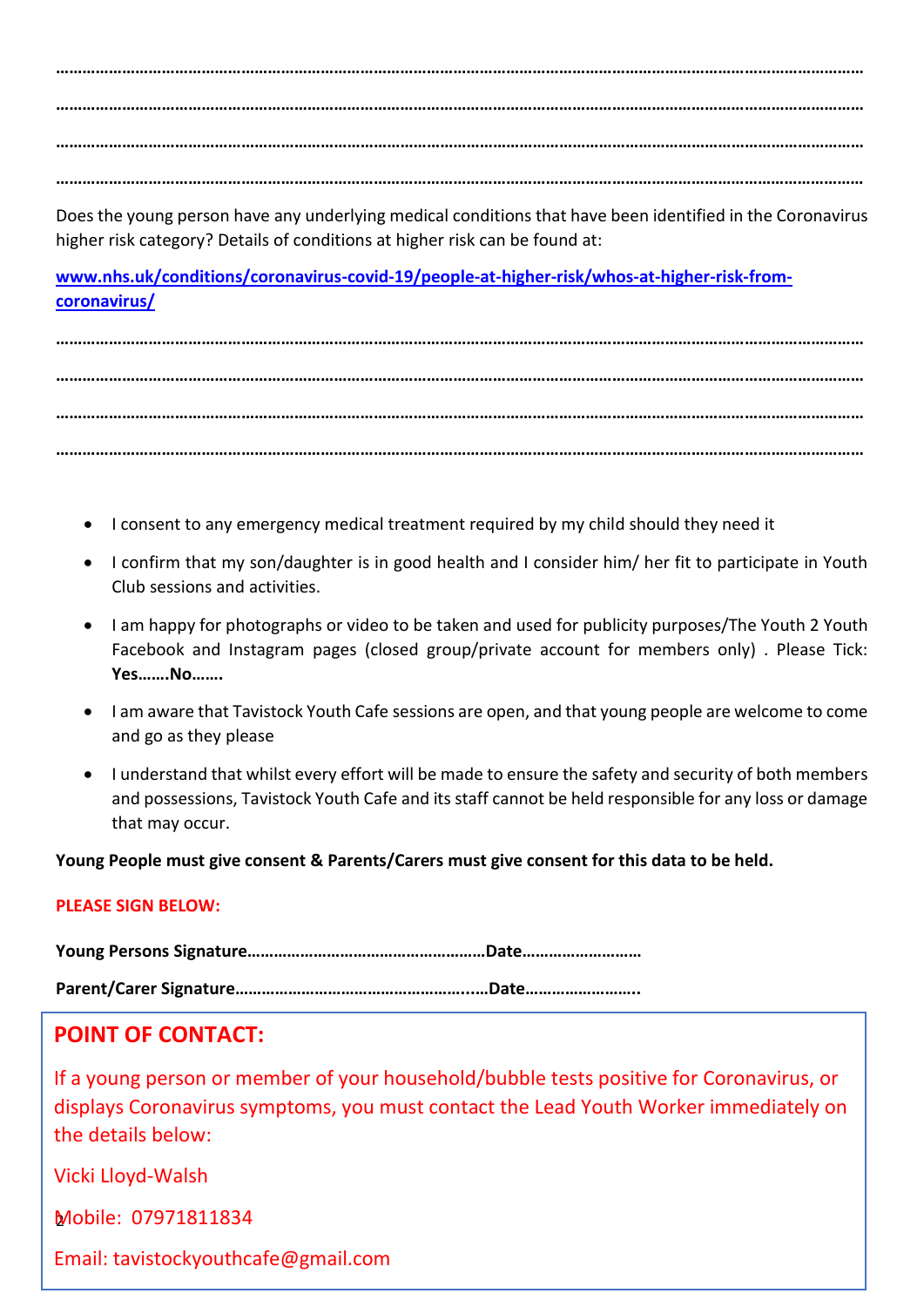……………………………………………………………………………………………………………………………………………………

……………………………………………………………………………………………………………………………………………………

……………………………………………………………………………………………………………………………………………………

……………………………………………………………………………………………………………………………………………………

Does the young person have any underlying medical conditions that have been identified in the Coronavirus higher risk category? Details of conditions at higher risk can be found at:

[www.nhs.uk/conditions/coronavirus-covid-19/people-at-higher-risk/whos-at-higher-risk-from-coronavirus/](www.nhs.uk/conditions/coronavirus-covid-19/people-at-higher-risk/whos-at-higher-risk-from-coronavirus/)

……………………………………………………………………………………………………………………………………………………

……………………………………………………………………………………………………………………………………………………

……………………………………………………………………………………………………………………………………………………

……………………………………………………………………………………………………………………………………………………

- I consent to any emergency medical treatment required by my child should they need it
- I confirm that my son/daughter is in good health and I consider him/ her fit to participate in Youth Club sessions and activities.
- I am happy for photographs or video to be taken and used for publicity purposes/The Youth 2 Youth Facebook and Instagram pages (closed group/private account for members only) . Please Tick: **Yes…….No…….**
- I am aware that Tavistock Youth Cafe sessions are open, and that young people are welcome to come and go as they please
- I understand that whilst every effort will be made to ensure the safety and security of both members and possessions, Tavistock Youth Cafe and its staff cannot be held responsible for any loss or damage that may occur.

**Young People must give consent & Parents/Carers must give consent for this data to be held.**

**PLEASE SIGN BELOW:**

**Young Persons Signature………………………………………………Date………………………**

**Parent/Carer Signature…………………………………………….…Date……………………..**

## POINT OF CONTACT:

If a young person or member of your household/bubble tests positive for Coronavirus, or displays Coronavirus symptoms, you must contact the Lead Youth Worker immediately on the details below:

Vicki Lloyd-Walsh

Mobile: 07971811834

Email: tavistockyouthcafe@gmail.com